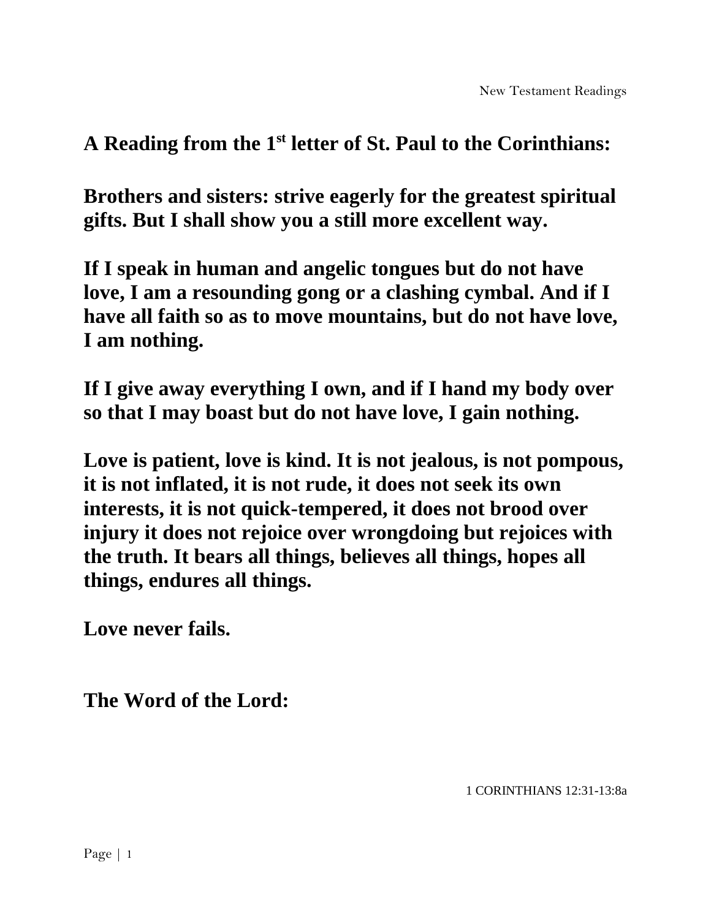**A Reading from the 1st letter of St. Paul to the Corinthians:**

**Brothers and sisters: strive eagerly for the greatest spiritual gifts. But I shall show you a still more excellent way.**

**If I speak in human and angelic tongues but do not have love, I am a resounding gong or a clashing cymbal. And if I have all faith so as to move mountains, but do not have love, I am nothing.**

**If I give away everything I own, and if I hand my body over so that I may boast but do not have love, I gain nothing.**

**Love is patient, love is kind. It is not jealous, is not pompous, it is not inflated, it is not rude, it does not seek its own interests, it is not quick-tempered, it does not brood over injury it does not rejoice over wrongdoing but rejoices with the truth. It bears all things, believes all things, hopes all things, endures all things.**

**Love never fails.**

**The Word of the Lord:**

1 CORINTHIANS 12:31-13:8a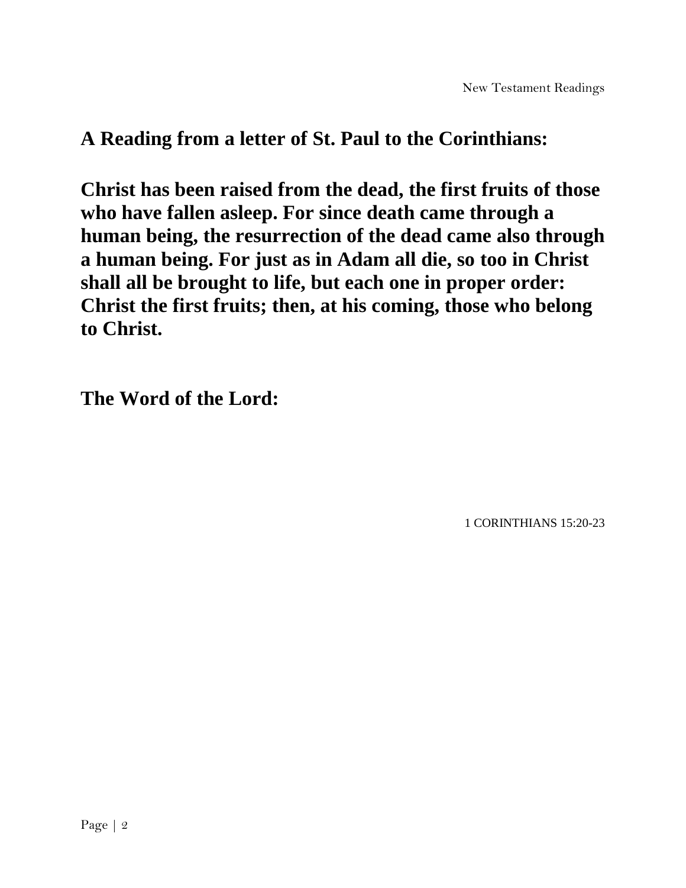**A Reading from a letter of St. Paul to the Corinthians:**

**Christ has been raised from the dead, the first fruits of those who have fallen asleep. For since death came through a human being, the resurrection of the dead came also through a human being. For just as in Adam all die, so too in Christ shall all be brought to life, but each one in proper order: Christ the first fruits; then, at his coming, those who belong to Christ.**

**The Word of the Lord:**

1 CORINTHIANS 15:20-23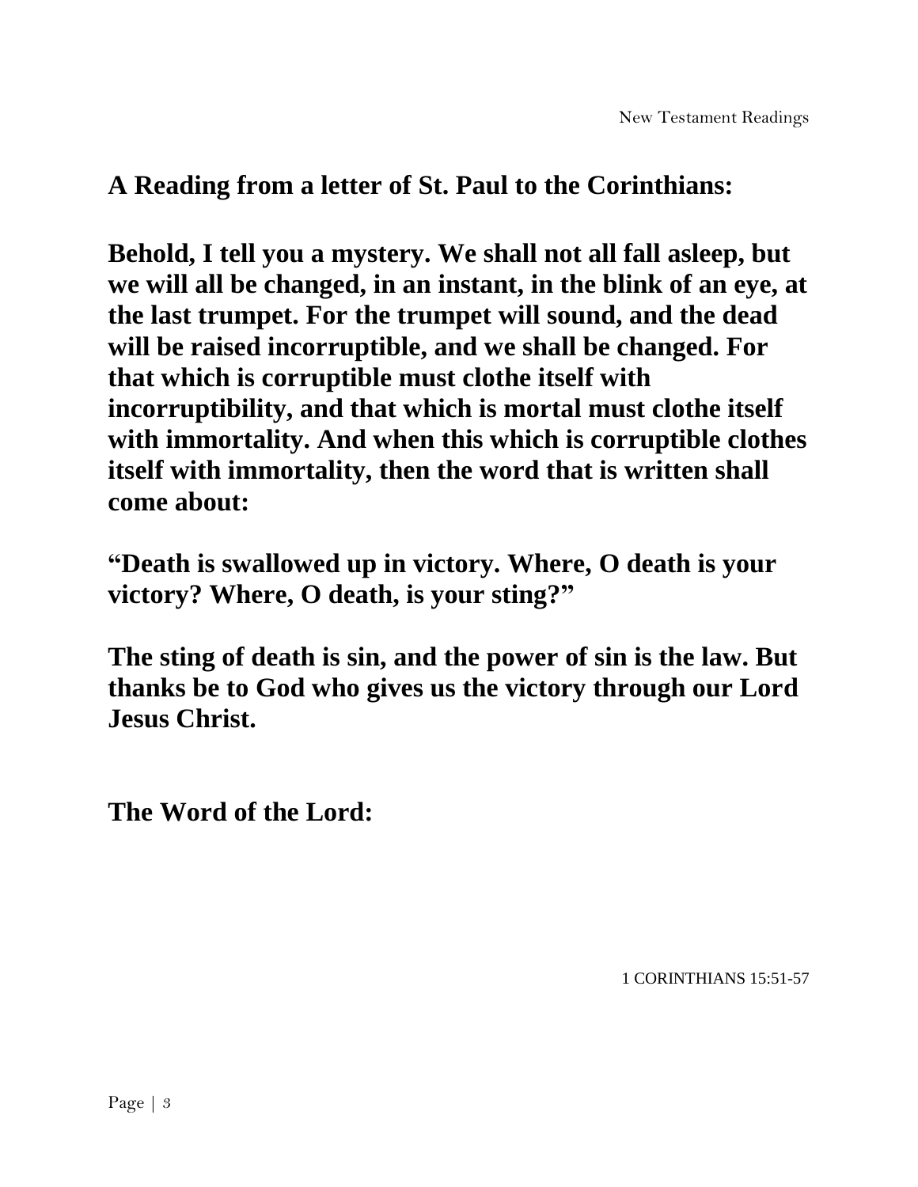**A Reading from a letter of St. Paul to the Corinthians:**

**Behold, I tell you a mystery. We shall not all fall asleep, but we will all be changed, in an instant, in the blink of an eye, at the last trumpet. For the trumpet will sound, and the dead will be raised incorruptible, and we shall be changed. For that which is corruptible must clothe itself with incorruptibility, and that which is mortal must clothe itself with immortality. And when this which is corruptible clothes itself with immortality, then the word that is written shall come about:**

**"Death is swallowed up in victory. Where, O death is your victory? Where, O death, is your sting?"**

**The sting of death is sin, and the power of sin is the law. But thanks be to God who gives us the victory through our Lord Jesus Christ.**

**The Word of the Lord:**

1 CORINTHIANS 15:51-57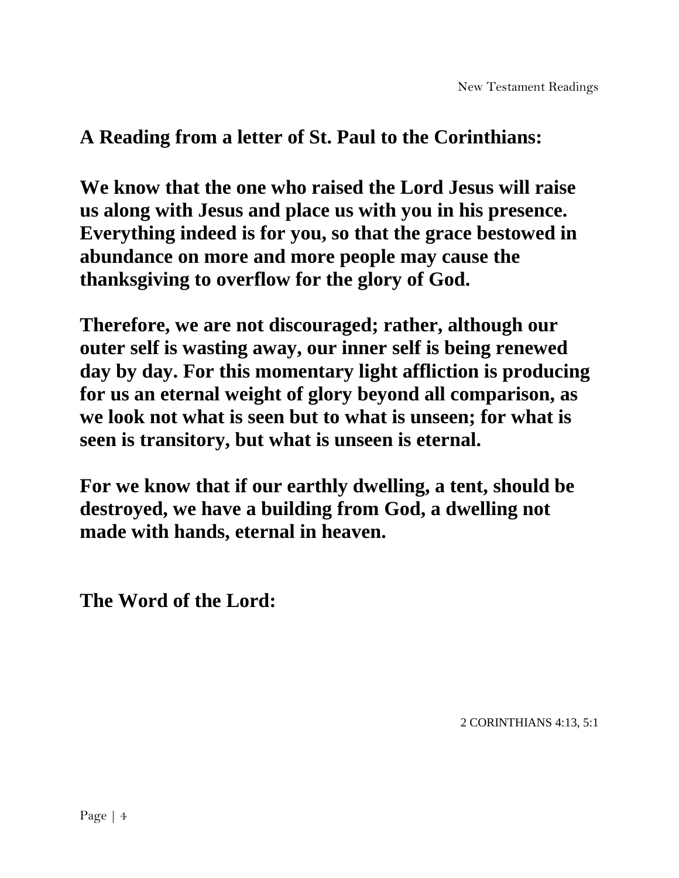**A Reading from a letter of St. Paul to the Corinthians:**

**We know that the one who raised the Lord Jesus will raise us along with Jesus and place us with you in his presence. Everything indeed is for you, so that the grace bestowed in abundance on more and more people may cause the thanksgiving to overflow for the glory of God.**

**Therefore, we are not discouraged; rather, although our outer self is wasting away, our inner self is being renewed day by day. For this momentary light affliction is producing for us an eternal weight of glory beyond all comparison, as we look not what is seen but to what is unseen; for what is seen is transitory, but what is unseen is eternal.**

**For we know that if our earthly dwelling, a tent, should be destroyed, we have a building from God, a dwelling not made with hands, eternal in heaven.**

**The Word of the Lord:**

2 CORINTHIANS 4:13, 5:1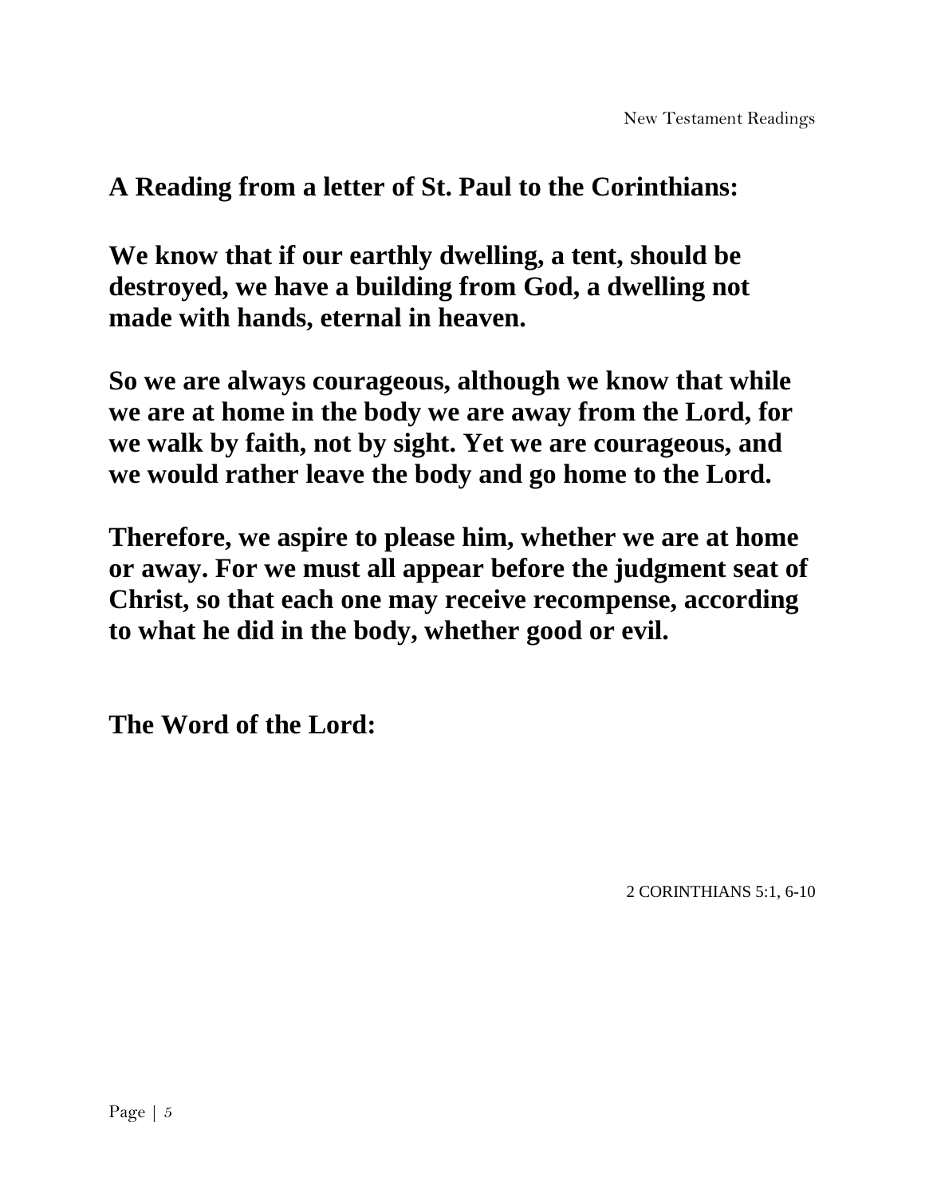**A Reading from a letter of St. Paul to the Corinthians:**

**We know that if our earthly dwelling, a tent, should be destroyed, we have a building from God, a dwelling not made with hands, eternal in heaven.**

**So we are always courageous, although we know that while we are at home in the body we are away from the Lord, for we walk by faith, not by sight. Yet we are courageous, and we would rather leave the body and go home to the Lord.**

**Therefore, we aspire to please him, whether we are at home or away. For we must all appear before the judgment seat of Christ, so that each one may receive recompense, according to what he did in the body, whether good or evil.**

**The Word of the Lord:**

2 CORINTHIANS 5:1, 6-10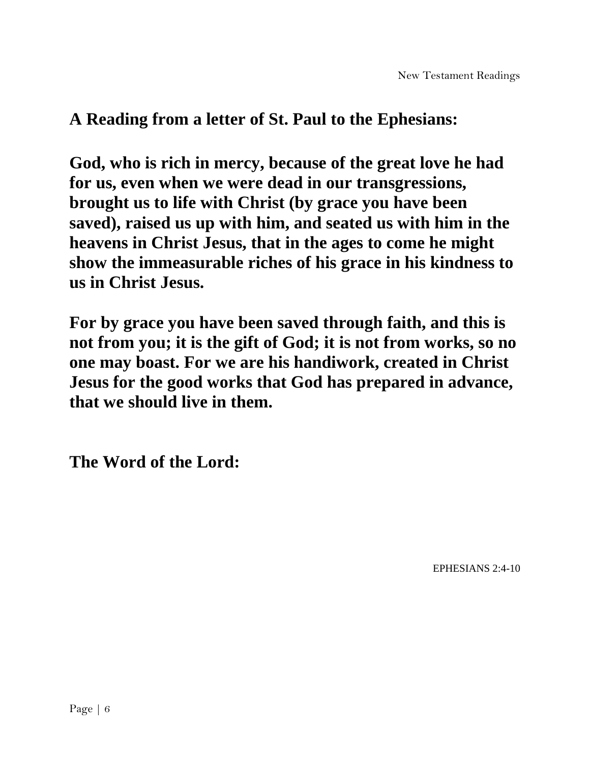**A Reading from a letter of St. Paul to the Ephesians:**

**God, who is rich in mercy, because of the great love he had for us, even when we were dead in our transgressions, brought us to life with Christ (by grace you have been saved), raised us up with him, and seated us with him in the heavens in Christ Jesus, that in the ages to come he might show the immeasurable riches of his grace in his kindness to us in Christ Jesus.**

**For by grace you have been saved through faith, and this is not from you; it is the gift of God; it is not from works, so no one may boast. For we are his handiwork, created in Christ Jesus for the good works that God has prepared in advance, that we should live in them.**

**The Word of the Lord:**

EPHESIANS 2:4-10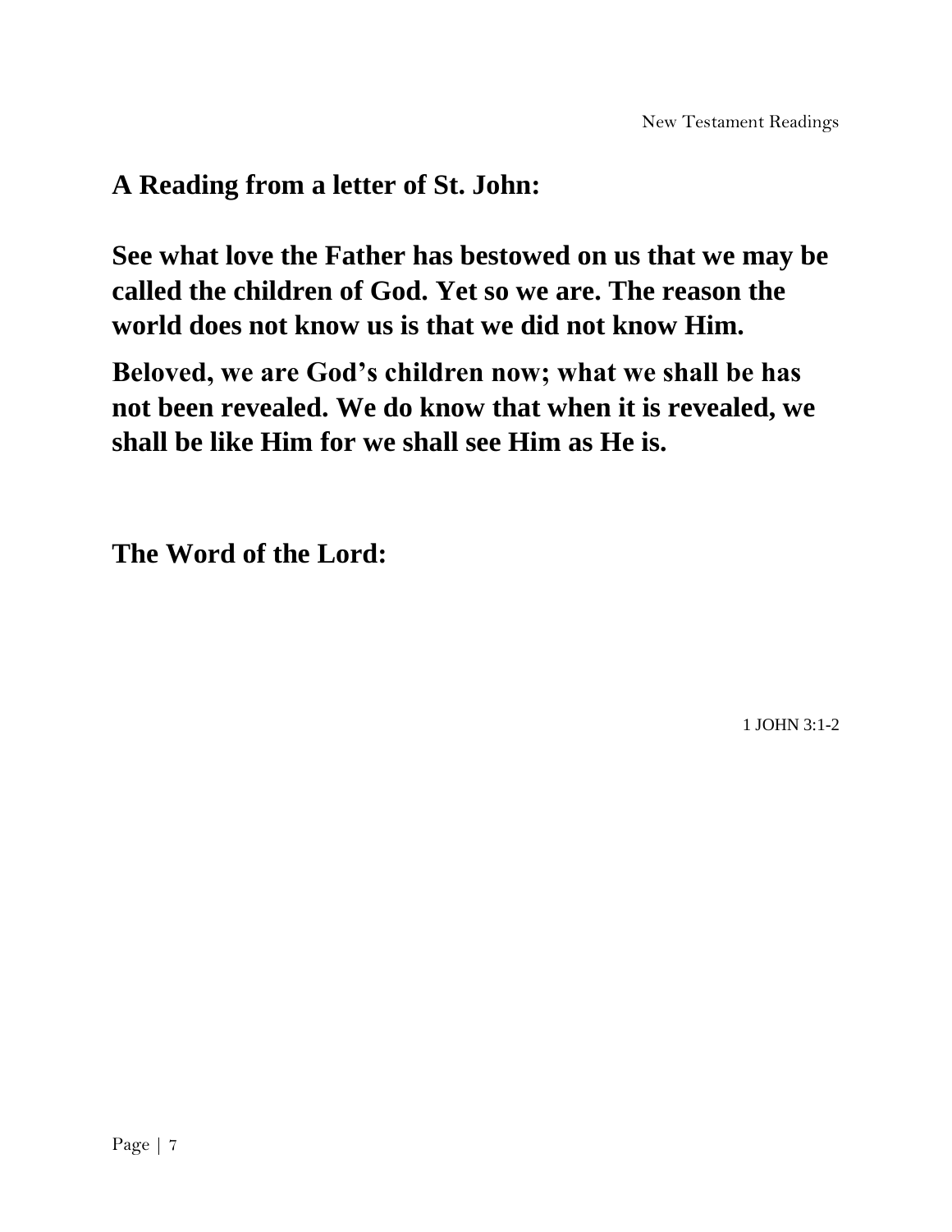**A Reading from a letter of St. John:**

**See what love the Father has bestowed on us that we may be called the children of God. Yet so we are. The reason the world does not know us is that we did not know Him.**

**Beloved, we are God's children now; what we shall be has not been revealed. We do know that when it is revealed, we shall be like Him for we shall see Him as He is.**

**The Word of the Lord:**

1 JOHN 3:1-2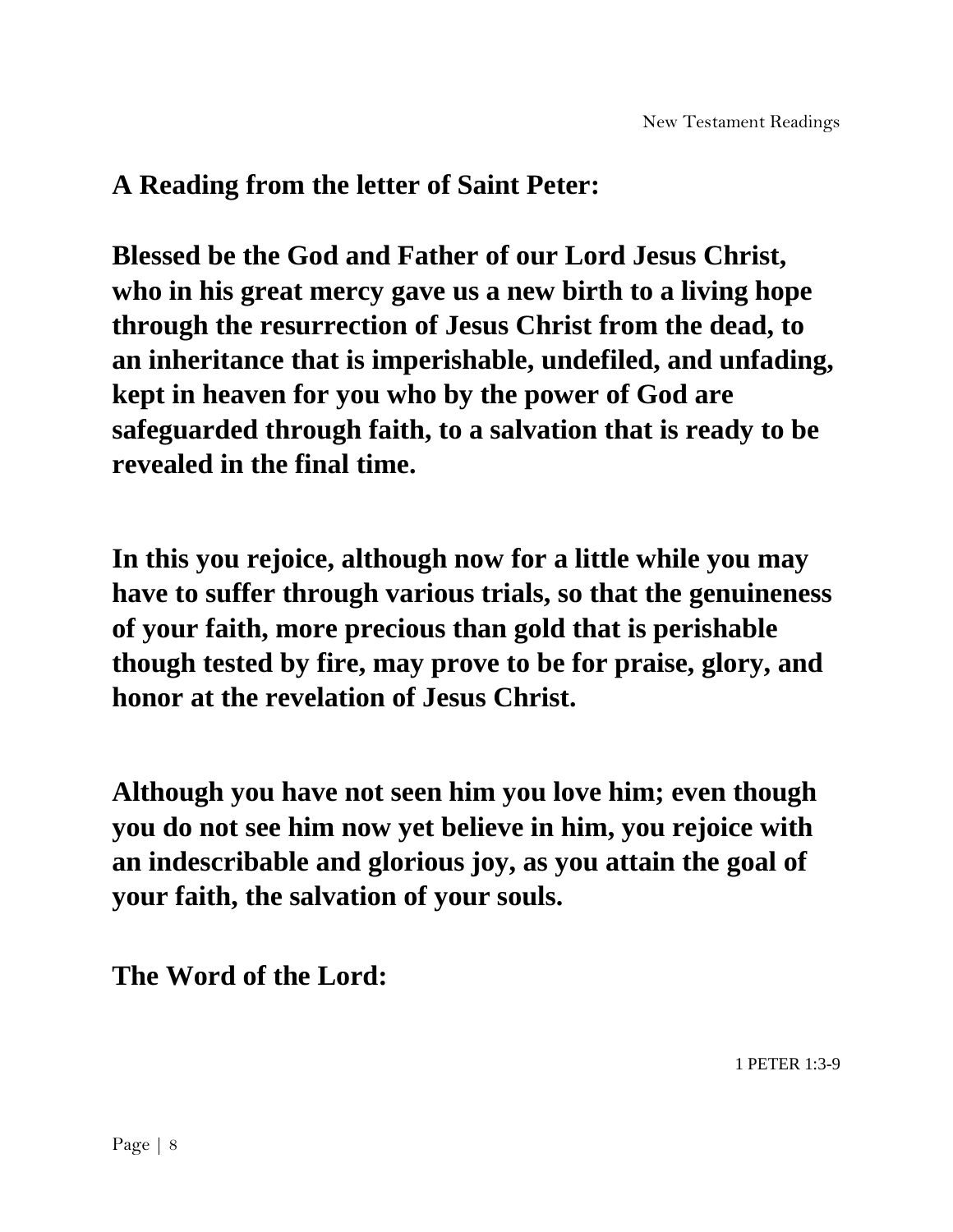**A Reading from the letter of Saint Peter:**

**Blessed be the God and Father of our Lord Jesus Christ, who in his great mercy gave us a new birth to a living hope through the resurrection of Jesus Christ from the dead, to an inheritance that is imperishable, undefiled, and unfading, kept in heaven for you who by the power of God are safeguarded through faith, to a salvation that is ready to be revealed in the final time.**

**In this you rejoice, although now for a little while you may have to suffer through various trials, so that the genuineness of your faith, more precious than gold that is perishable though tested by fire, may prove to be for praise, glory, and honor at the revelation of Jesus Christ.**

**Although you have not seen him you love him; even though you do not see him now yet believe in him, you rejoice with an indescribable and glorious joy, as you attain the goal of your faith, the salvation of your souls.**

**The Word of the Lord:**

1 PETER 1:3-9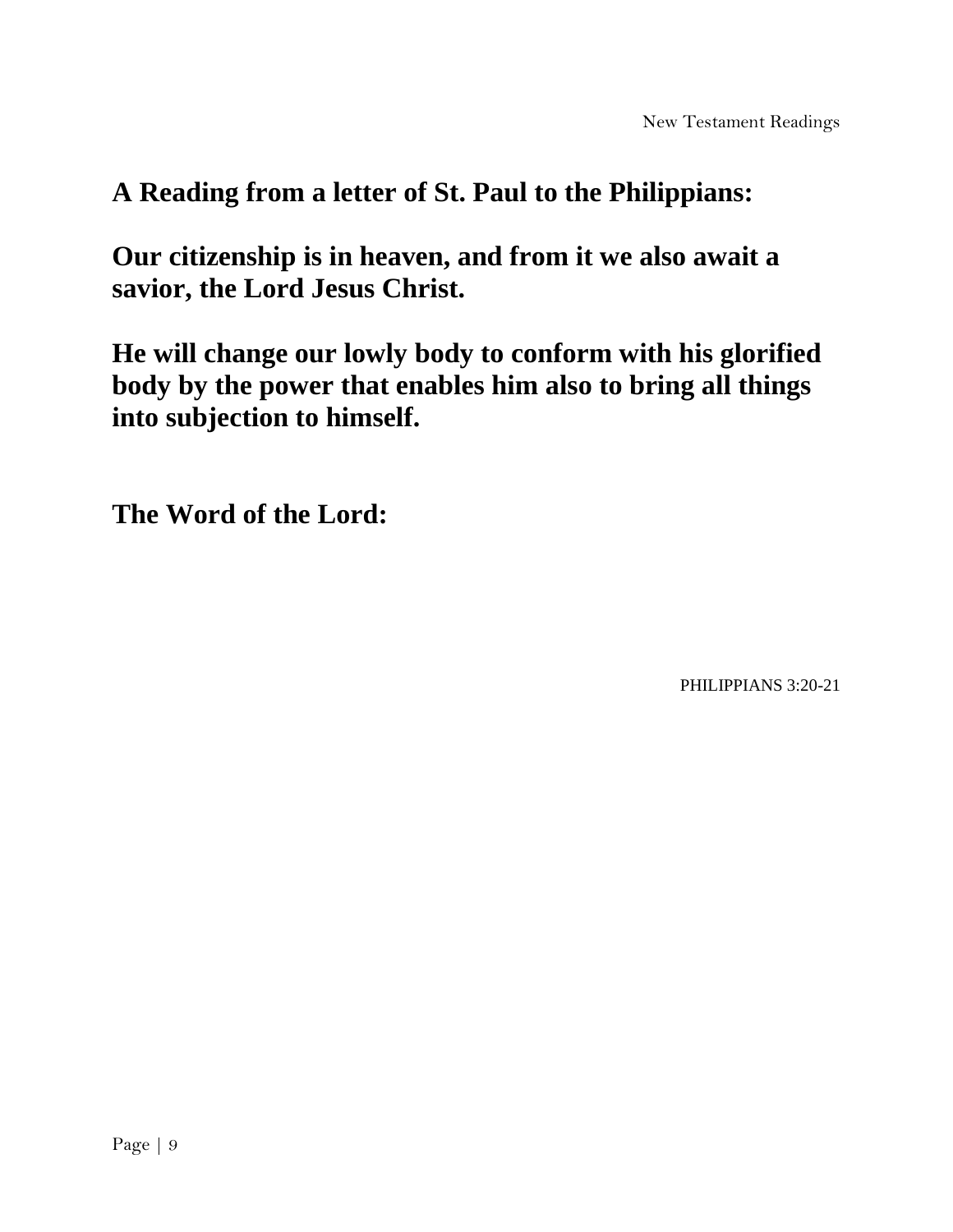**A Reading from a letter of St. Paul to the Philippians:**

**Our citizenship is in heaven, and from it we also await a savior, the Lord Jesus Christ.**

**He will change our lowly body to conform with his glorified body by the power that enables him also to bring all things into subjection to himself.**

**The Word of the Lord:**

PHILIPPIANS 3:20-21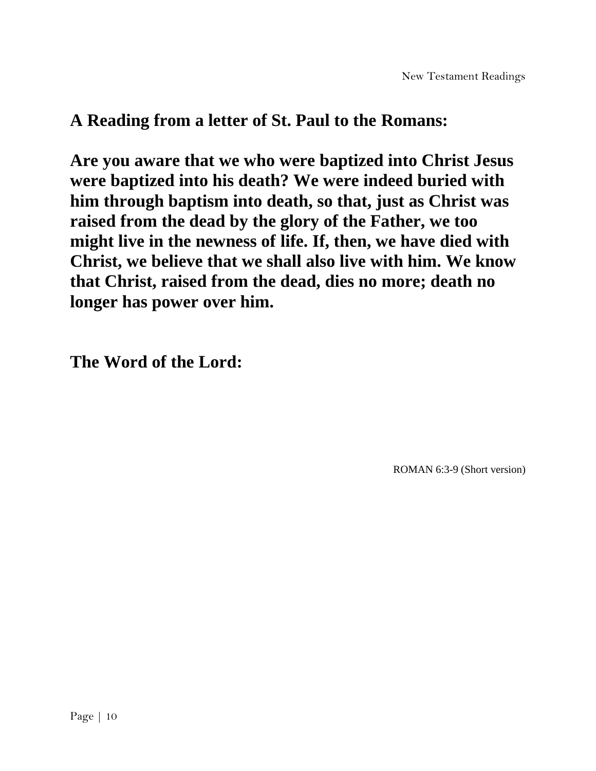**A Reading from a letter of St. Paul to the Romans:**

**Are you aware that we who were baptized into Christ Jesus were baptized into his death? We were indeed buried with him through baptism into death, so that, just as Christ was raised from the dead by the glory of the Father, we too might live in the newness of life. If, then, we have died with Christ, we believe that we shall also live with him. We know that Christ, raised from the dead, dies no more; death no longer has power over him.**

**The Word of the Lord:**

ROMAN 6:3-9 (Short version)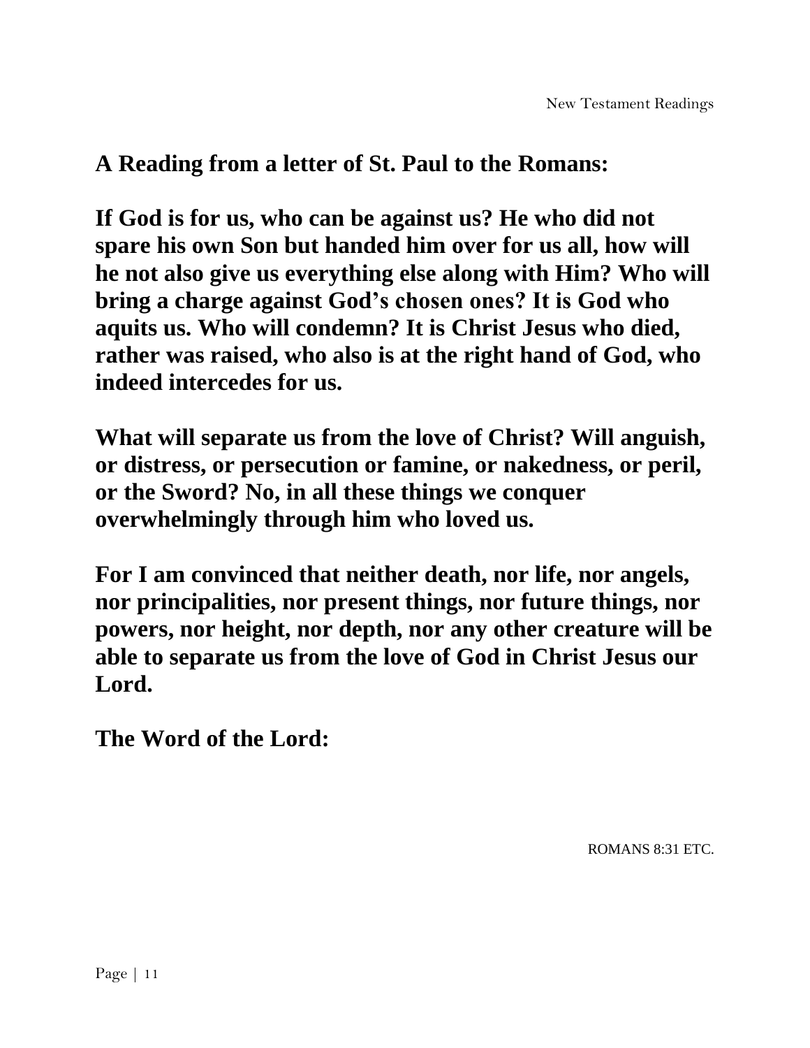**A Reading from a letter of St. Paul to the Romans:**

**If God is for us, who can be against us? He who did not spare his own Son but handed him over for us all, how will he not also give us everything else along with Him? Who will bring a charge against God's chosen ones? It is God who aquits us. Who will condemn? It is Christ Jesus who died, rather was raised, who also is at the right hand of God, who indeed intercedes for us.**

**What will separate us from the love of Christ? Will anguish, or distress, or persecution or famine, or nakedness, or peril, or the Sword? No, in all these things we conquer overwhelmingly through him who loved us.**

**For I am convinced that neither death, nor life, nor angels, nor principalities, nor present things, nor future things, nor powers, nor height, nor depth, nor any other creature will be able to separate us from the love of God in Christ Jesus our Lord.**

**The Word of the Lord:**

ROMANS 8:31 ETC.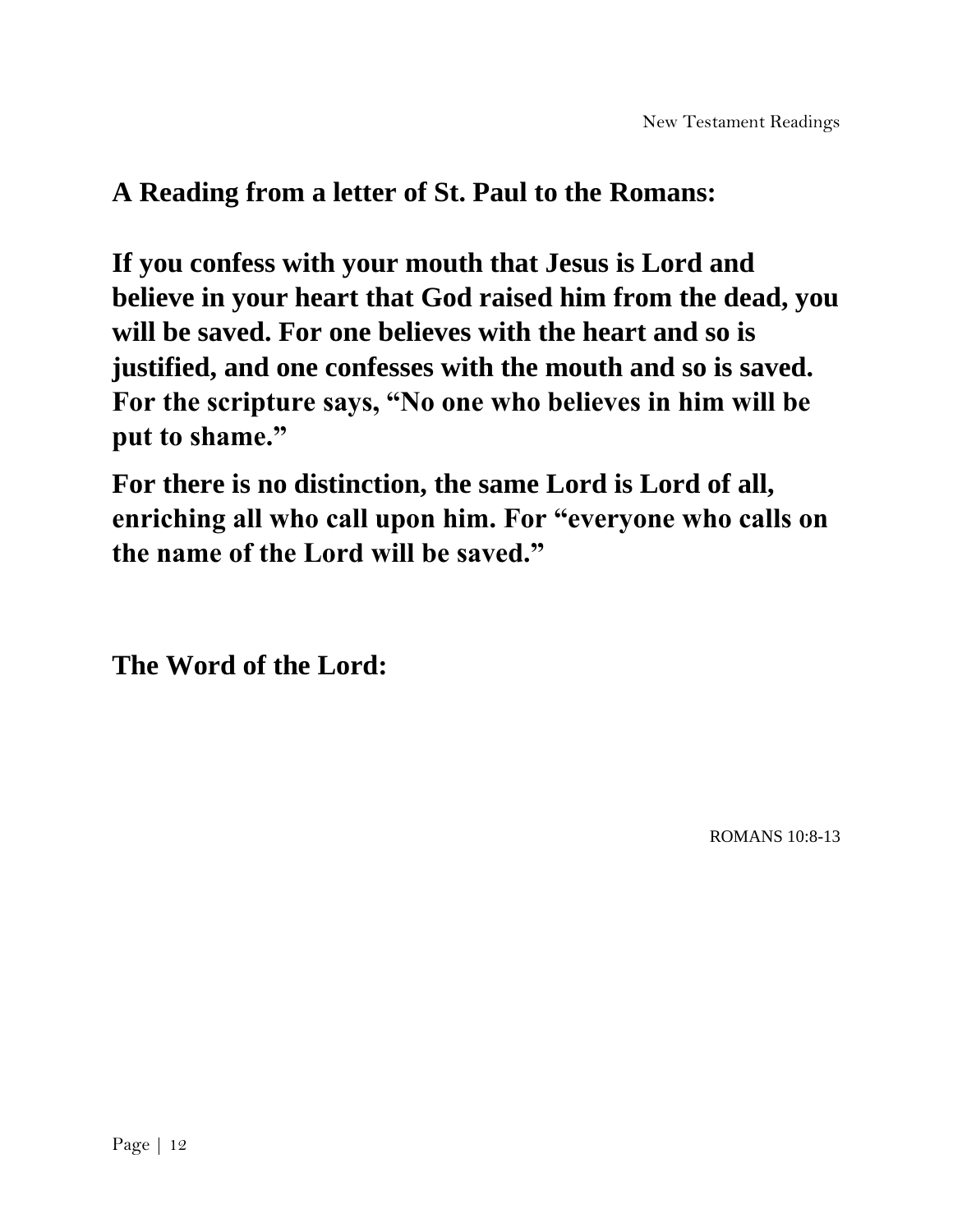**A Reading from a letter of St. Paul to the Romans:**

**If you confess with your mouth that Jesus is Lord and believe in your heart that God raised him from the dead, you will be saved. For one believes with the heart and so is justified, and one confesses with the mouth and so is saved. For the scripture says, "No one who believes in him will be put to shame."**

**For there is no distinction, the same Lord is Lord of all, enriching all who call upon him. For "everyone who calls on the name of the Lord will be saved."**

**The Word of the Lord:**

ROMANS 10:8-13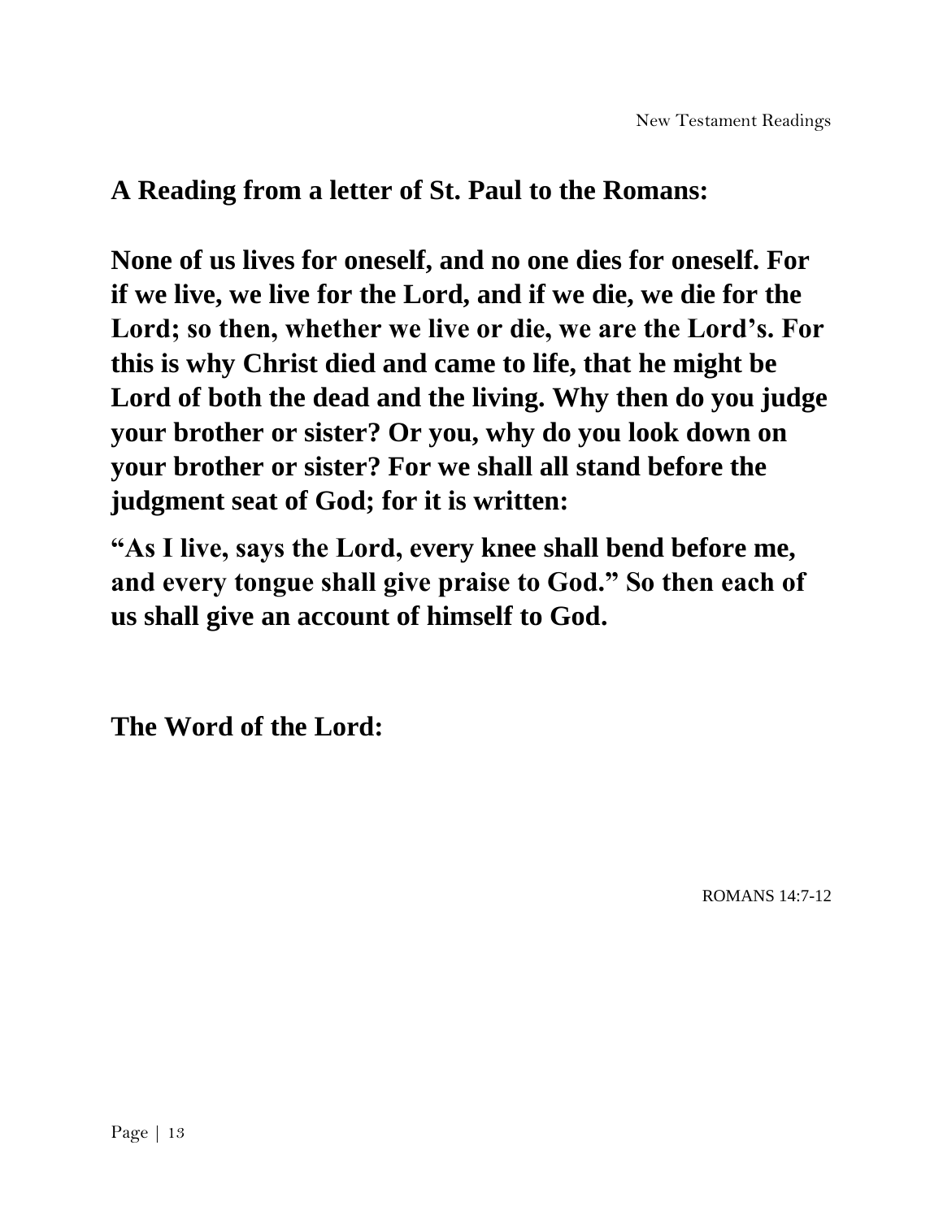**A Reading from a letter of St. Paul to the Romans:**

**None of us lives for oneself, and no one dies for oneself. For if we live, we live for the Lord, and if we die, we die for the Lord; so then, whether we live or die, we are the Lord's. For this is why Christ died and came to life, that he might be Lord of both the dead and the living. Why then do you judge your brother or sister? Or you, why do you look down on your brother or sister? For we shall all stand before the judgment seat of God; for it is written:**

**"As I live, says the Lord, every knee shall bend before me, and every tongue shall give praise to God." So then each of us shall give an account of himself to God.**

**The Word of the Lord:**

ROMANS 14:7-12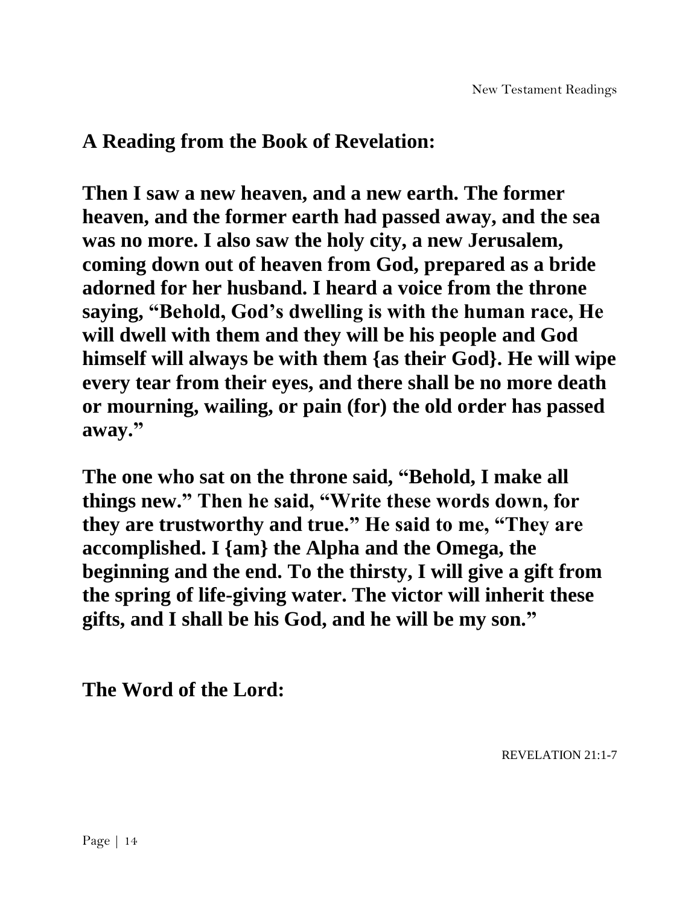**A Reading from the Book of Revelation:**

**Then I saw a new heaven, and a new earth. The former heaven, and the former earth had passed away, and the sea was no more. I also saw the holy city, a new Jerusalem, coming down out of heaven from God, prepared as a bride adorned for her husband. I heard a voice from the throne saying, "Behold, God's dwelling is with the human race, He will dwell with them and they will be his people and God himself will always be with them {as their God}. He will wipe every tear from their eyes, and there shall be no more death or mourning, wailing, or pain (for) the old order has passed away."**

**The one who sat on the throne said, "Behold, I make all things new." Then he said, "Write these words down, for they are trustworthy and true." He said to me, "They are accomplished. I {am} the Alpha and the Omega, the beginning and the end. To the thirsty, I will give a gift from the spring of life-giving water. The victor will inherit these gifts, and I shall be his God, and he will be my son."**

**The Word of the Lord:**

REVELATION 21:1-7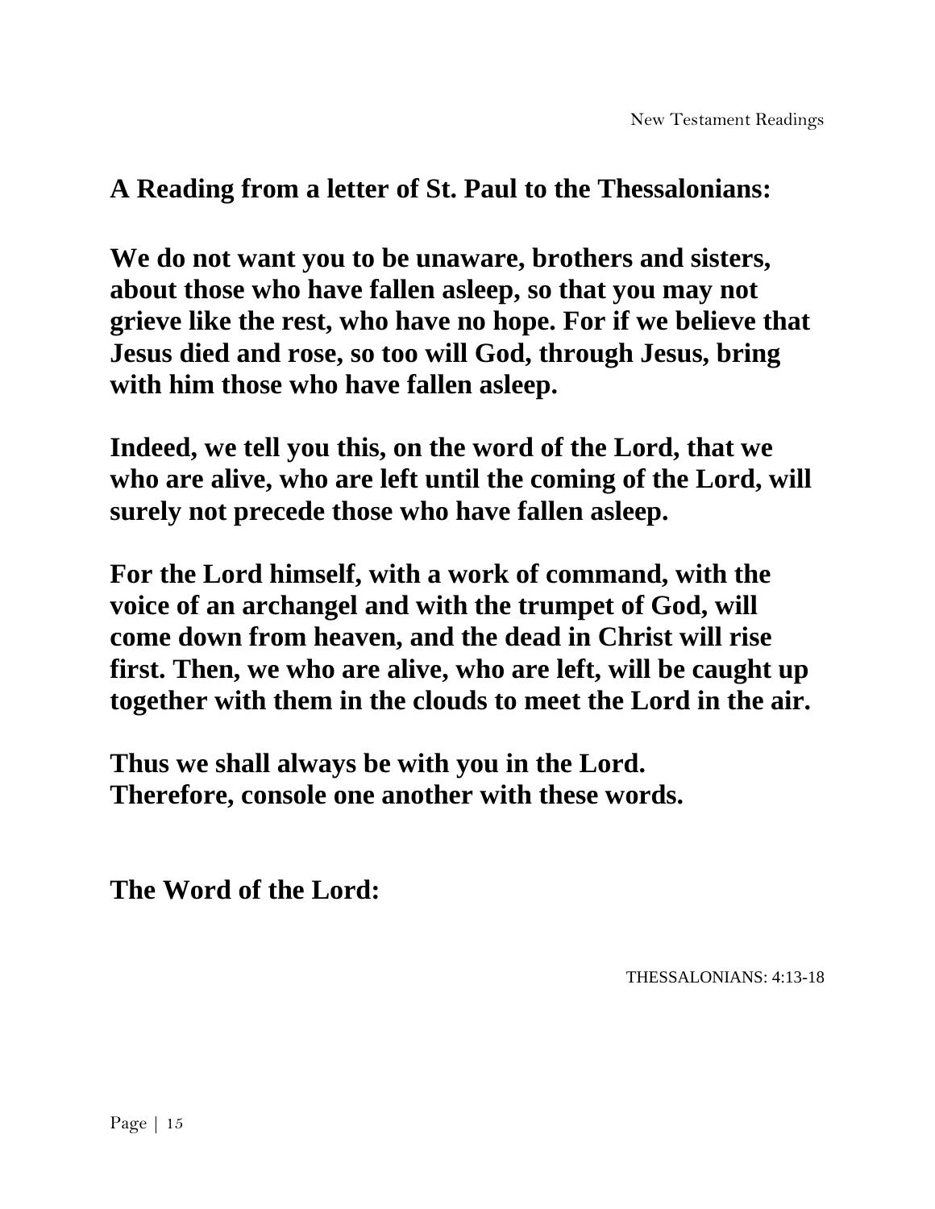**A Reading from a letter of St. Paul to the Thessalonians:**

**We do not want you to be unaware, brothers and sisters, about those who have fallen asleep, so that you may not grieve like the rest, who have no hope. For if we believe that Jesus died and rose, so too will God, through Jesus, bring with him those who have fallen asleep.**

**Indeed, we tell you this, on the word of the Lord, that we who are alive, who are left until the coming of the Lord, will surely not precede those who have fallen asleep.**

**For the Lord himself, with a work of command, with the voice of an archangel and with the trumpet of God, will come down from heaven, and the dead in Christ will rise first. Then, we who are alive, who are left, will be caught up together with them in the clouds to meet the Lord in the air.**

**Thus we shall always be with you in the Lord.**
**Therefore, console one another with these words.**

**The Word of the Lord:**

THESSALONIANS: 4:13-18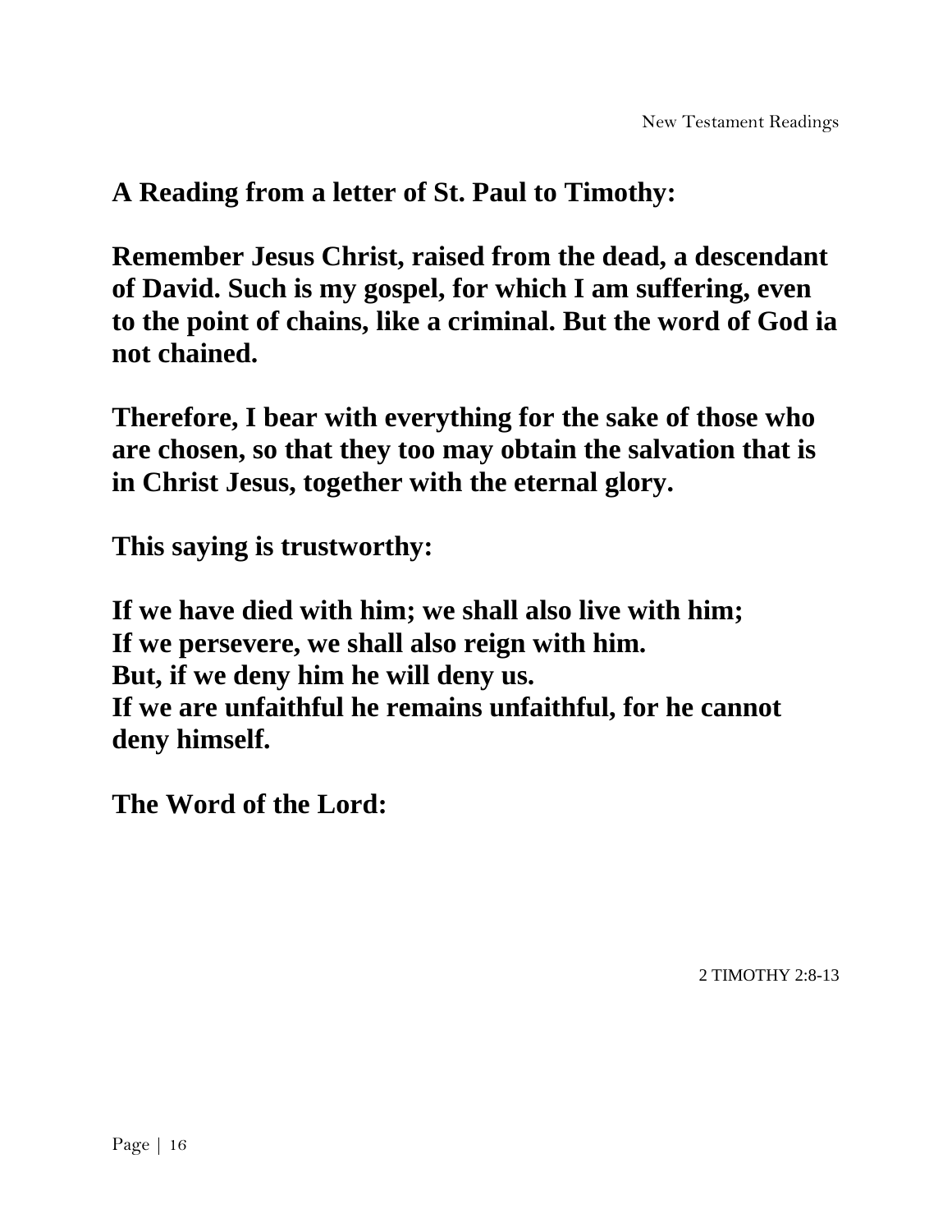**A Reading from a letter of St. Paul to Timothy:**

**Remember Jesus Christ, raised from the dead, a descendant of David. Such is my gospel, for which I am suffering, even to the point of chains, like a criminal. But the word of God ia not chained.**

**Therefore, I bear with everything for the sake of those who are chosen, so that they too may obtain the salvation that is in Christ Jesus, together with the eternal glory.**

**This saying is trustworthy:**

**If we have died with him; we shall also live with him;**
**If we persevere, we shall also reign with him.**
**But, if we deny him he will deny us.**
**If we are unfaithful he remains unfaithful, for he cannot deny himself.**

**The Word of the Lord:**

2 TIMOTHY 2:8-13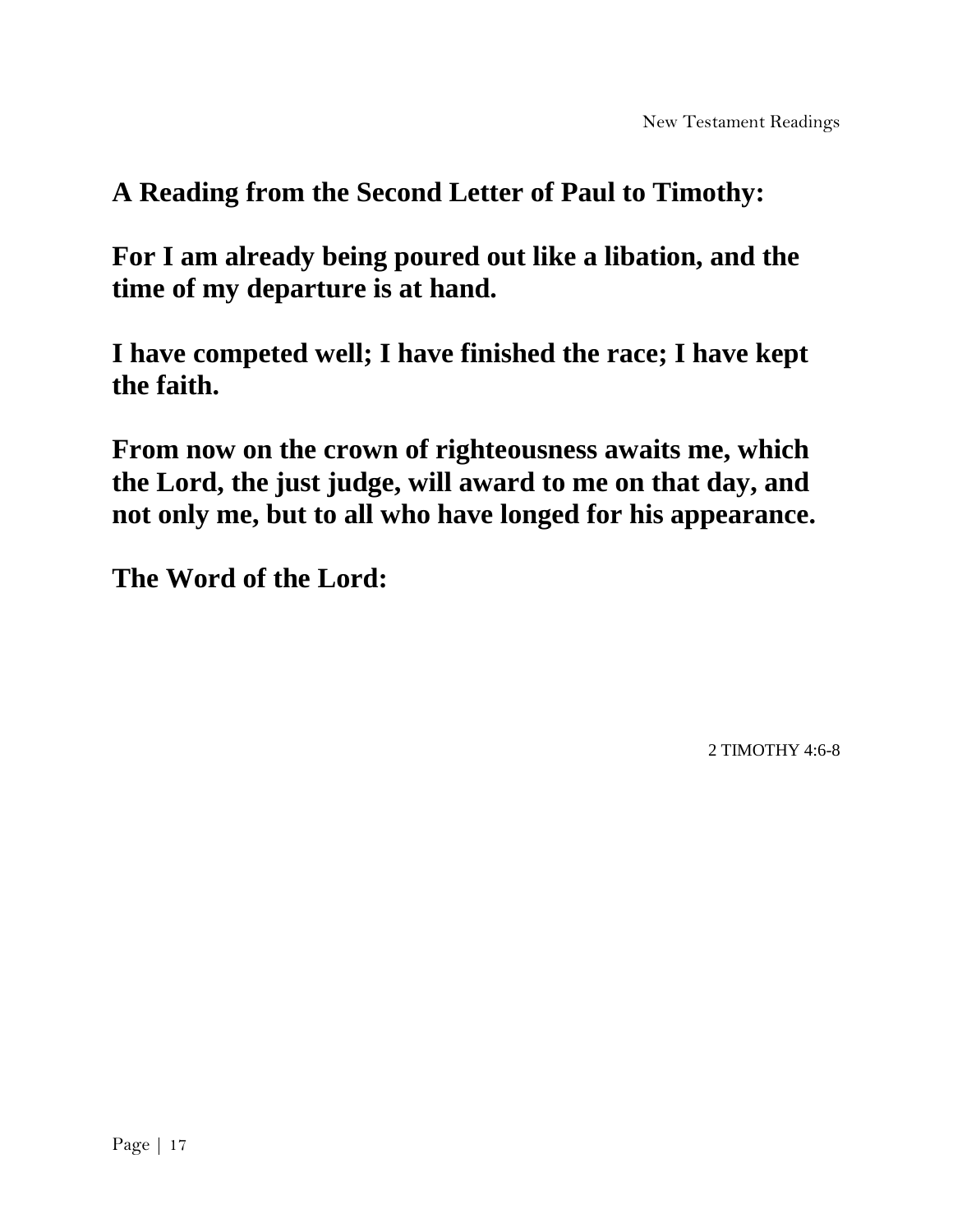**A Reading from the Second Letter of Paul to Timothy:**

**For I am already being poured out like a libation, and the time of my departure is at hand.**

**I have competed well; I have finished the race; I have kept the faith.**

**From now on the crown of righteousness awaits me, which the Lord, the just judge, will award to me on that day, and not only me, but to all who have longed for his appearance.**

**The Word of the Lord:**

2 TIMOTHY 4:6-8